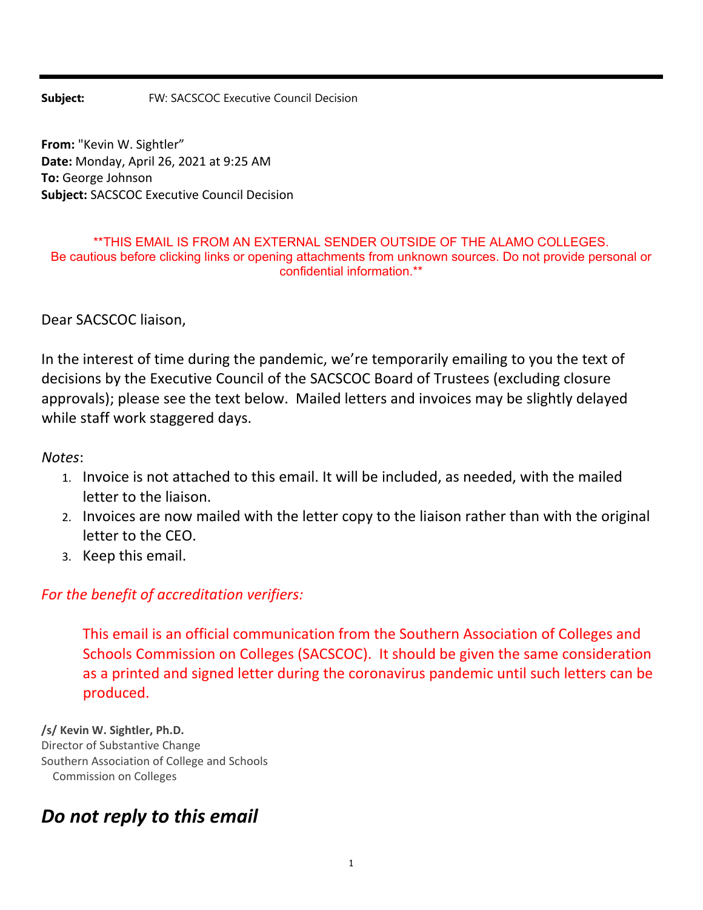**Subject:** FW: SACSCOC Executive Council Decision

**From:** "Kevin W. Sightler"
**Date:** Monday, April 26, 2021 at 9:25 AM
**To:** George Johnson
**Subject:** SACSCOC Executive Council Decision

**THIS EMAIL IS FROM AN EXTERNAL SENDER OUTSIDE OF THE ALAMO COLLEGES. Be cautious before clicking links or opening attachments from unknown sources. Do not provide personal or confidential information.**

Dear SACSCOC liaison,

In the interest of time during the pandemic, we're temporarily emailing to you the text of decisions by the Executive Council of the SACSCOC Board of Trustees (excluding closure approvals); please see the text below. Mailed letters and invoices may be slightly delayed while staff work staggered days.

*Notes*:

1. Invoice is not attached to this email. It will be included, as needed, with the mailed letter to the liaison.
2. Invoices are now mailed with the letter copy to the liaison rather than with the original letter to the CEO.
3. Keep this email.

*For the benefit of accreditation verifiers:*

> This email is an official communication from the Southern Association of Colleges and Schools Commission on Colleges (SACSCOC). It should be given the same consideration as a printed and signed letter during the coronavirus pandemic until such letters can be produced.

**/s/ Kevin W. Sightler, Ph.D.**
Director of Substantive Change
Southern Association of College and Schools
Commission on Colleges

## *Do not reply to this email*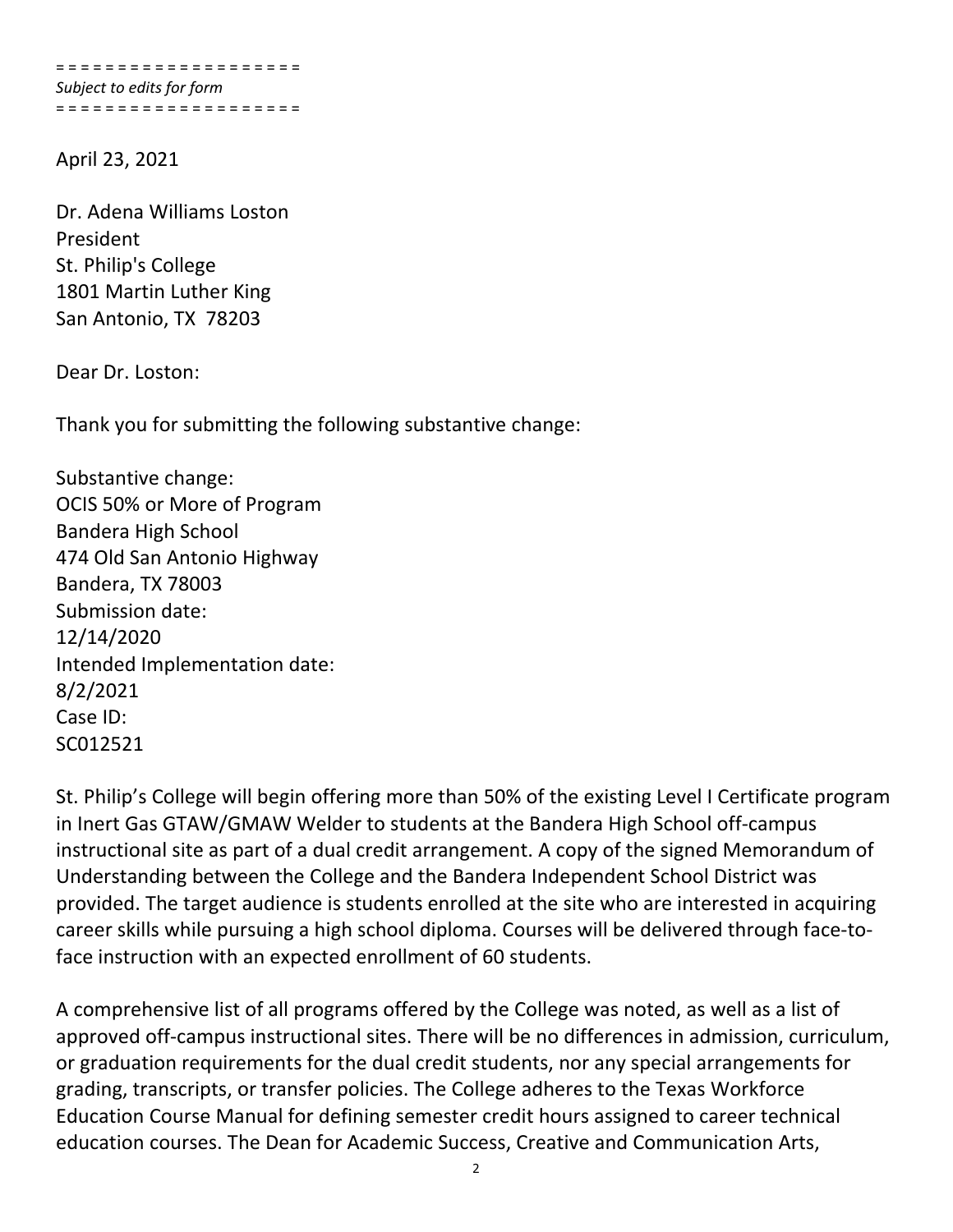= = = = = = = = = = = = = = = = = = = =
*Subject to edits for form*
= = = = = = = = = = = = = = = = = = = =

April 23, 2021

Dr. Adena Williams Loston
President
St. Philip's College
1801 Martin Luther King
San Antonio, TX 78203

Dear Dr. Loston:

Thank you for submitting the following substantive change:

Substantive change:
OCIS 50% or More of Program
Bandera High School
474 Old San Antonio Highway
Bandera, TX 78003
Submission date:
12/14/2020
Intended Implementation date:
8/2/2021
Case ID:
SC012521

St. Philip's College will begin offering more than 50% of the existing Level I Certificate program in Inert Gas GTAW/GMAW Welder to students at the Bandera High School off-campus instructional site as part of a dual credit arrangement. A copy of the signed Memorandum of Understanding between the College and the Bandera Independent School District was provided. The target audience is students enrolled at the site who are interested in acquiring career skills while pursuing a high school diploma. Courses will be delivered through face-to-face instruction with an expected enrollment of 60 students.

A comprehensive list of all programs offered by the College was noted, as well as a list of approved off-campus instructional sites. There will be no differences in admission, curriculum, or graduation requirements for the dual credit students, nor any special arrangements for grading, transcripts, or transfer policies. The College adheres to the Texas Workforce Education Course Manual for defining semester credit hours assigned to career technical education courses. The Dean for Academic Success, Creative and Communication Arts,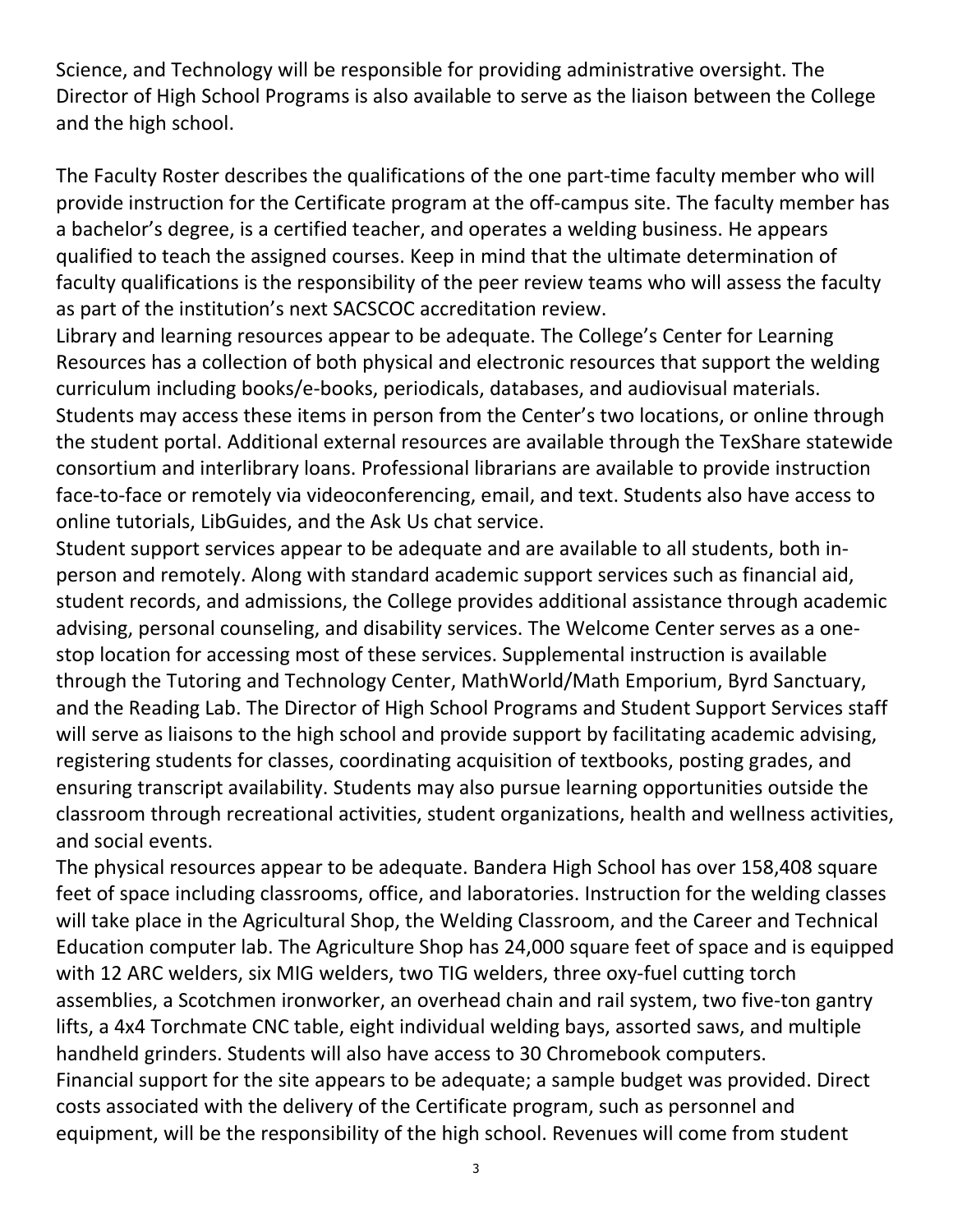Science, and Technology will be responsible for providing administrative oversight. The Director of High School Programs is also available to serve as the liaison between the College and the high school.

The Faculty Roster describes the qualifications of the one part-time faculty member who will provide instruction for the Certificate program at the off-campus site. The faculty member has a bachelor's degree, is a certified teacher, and operates a welding business. He appears qualified to teach the assigned courses. Keep in mind that the ultimate determination of faculty qualifications is the responsibility of the peer review teams who will assess the faculty as part of the institution's next SACSCOC accreditation review.

Library and learning resources appear to be adequate. The College's Center for Learning Resources has a collection of both physical and electronic resources that support the welding curriculum including books/e-books, periodicals, databases, and audiovisual materials. Students may access these items in person from the Center's two locations, or online through the student portal. Additional external resources are available through the TexShare statewide consortium and interlibrary loans. Professional librarians are available to provide instruction face-to-face or remotely via videoconferencing, email, and text. Students also have access to online tutorials, LibGuides, and the Ask Us chat service.

Student support services appear to be adequate and are available to all students, both in-person and remotely. Along with standard academic support services such as financial aid, student records, and admissions, the College provides additional assistance through academic advising, personal counseling, and disability services. The Welcome Center serves as a one-stop location for accessing most of these services. Supplemental instruction is available through the Tutoring and Technology Center, MathWorld/Math Emporium, Byrd Sanctuary, and the Reading Lab. The Director of High School Programs and Student Support Services staff will serve as liaisons to the high school and provide support by facilitating academic advising, registering students for classes, coordinating acquisition of textbooks, posting grades, and ensuring transcript availability. Students may also pursue learning opportunities outside the classroom through recreational activities, student organizations, health and wellness activities, and social events.

The physical resources appear to be adequate. Bandera High School has over 158,408 square feet of space including classrooms, office, and laboratories. Instruction for the welding classes will take place in the Agricultural Shop, the Welding Classroom, and the Career and Technical Education computer lab. The Agriculture Shop has 24,000 square feet of space and is equipped with 12 ARC welders, six MIG welders, two TIG welders, three oxy-fuel cutting torch assemblies, a Scotchmen ironworker, an overhead chain and rail system, two five-ton gantry lifts, a 4x4 Torchmate CNC table, eight individual welding bays, assorted saws, and multiple handheld grinders. Students will also have access to 30 Chromebook computers.

Financial support for the site appears to be adequate; a sample budget was provided. Direct costs associated with the delivery of the Certificate program, such as personnel and equipment, will be the responsibility of the high school. Revenues will come from student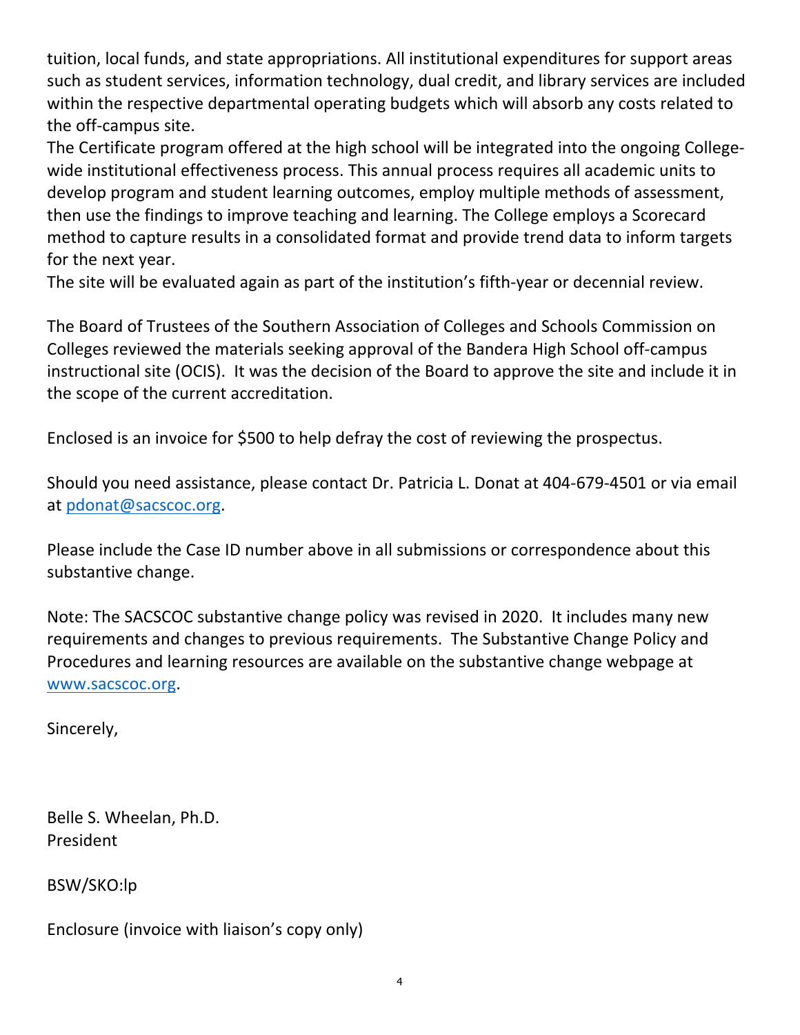tuition, local funds, and state appropriations. All institutional expenditures for support areas such as student services, information technology, dual credit, and library services are included within the respective departmental operating budgets which will absorb any costs related to the off-campus site.

The Certificate program offered at the high school will be integrated into the ongoing College-wide institutional effectiveness process. This annual process requires all academic units to develop program and student learning outcomes, employ multiple methods of assessment, then use the findings to improve teaching and learning. The College employs a Scorecard method to capture results in a consolidated format and provide trend data to inform targets for the next year.

The site will be evaluated again as part of the institution's fifth-year or decennial review.

The Board of Trustees of the Southern Association of Colleges and Schools Commission on Colleges reviewed the materials seeking approval of the Bandera High School off-campus instructional site (OCIS). It was the decision of the Board to approve the site and include it in the scope of the current accreditation.

Enclosed is an invoice for $500 to help defray the cost of reviewing the prospectus.

Should you need assistance, please contact Dr. Patricia L. Donat at 404-679-4501 or via email at pdonat@sacscoc.org.

Please include the Case ID number above in all submissions or correspondence about this substantive change.

Note: The SACSCOC substantive change policy was revised in 2020. It includes many new requirements and changes to previous requirements. The Substantive Change Policy and Procedures and learning resources are available on the substantive change webpage at www.sacscoc.org.

Sincerely,

Belle S. Wheelan, Ph.D.
President

BSW/SKO:lp

Enclosure (invoice with liaison's copy only)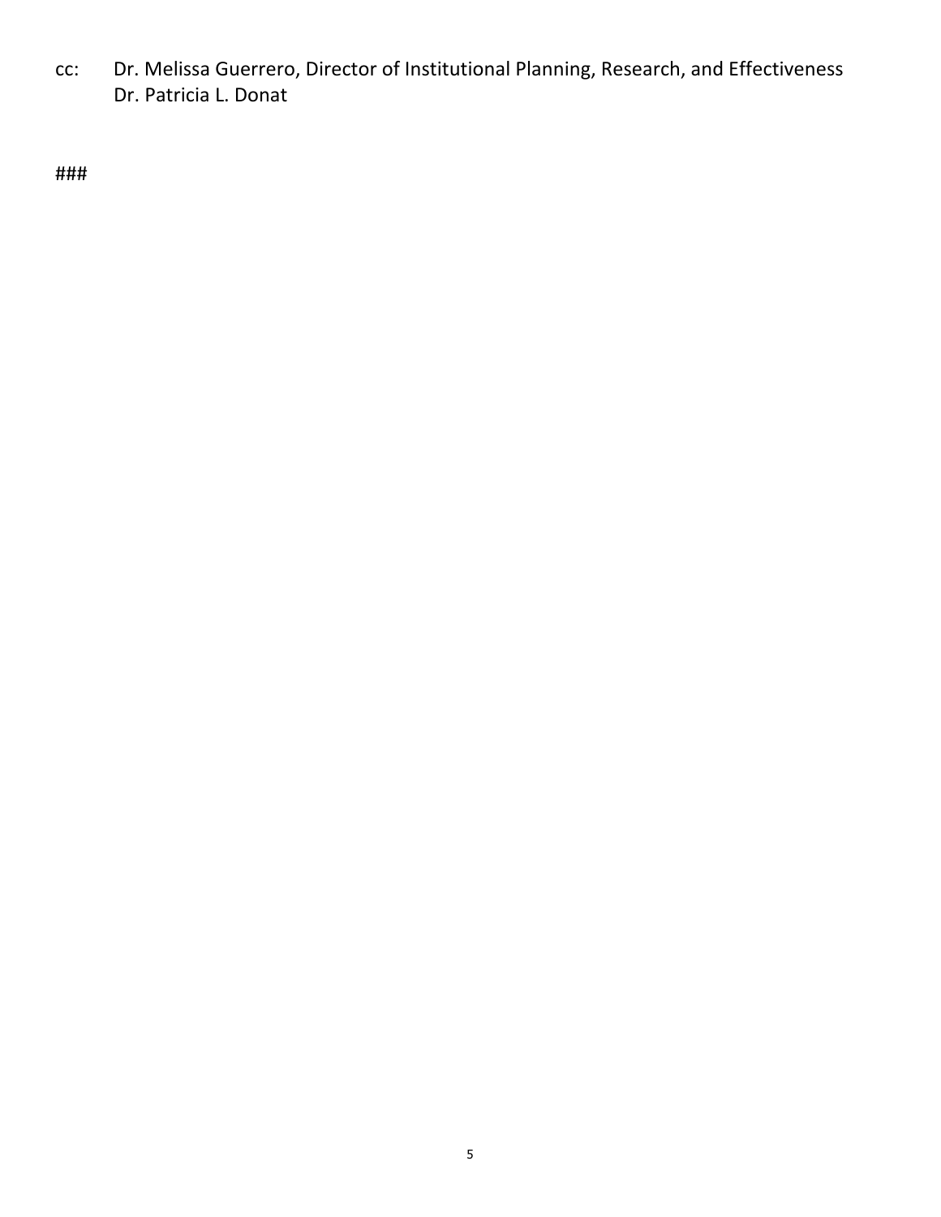cc: Dr. Melissa Guerrero, Director of Institutional Planning, Research, and Effectiveness
Dr. Patricia L. Donat

###